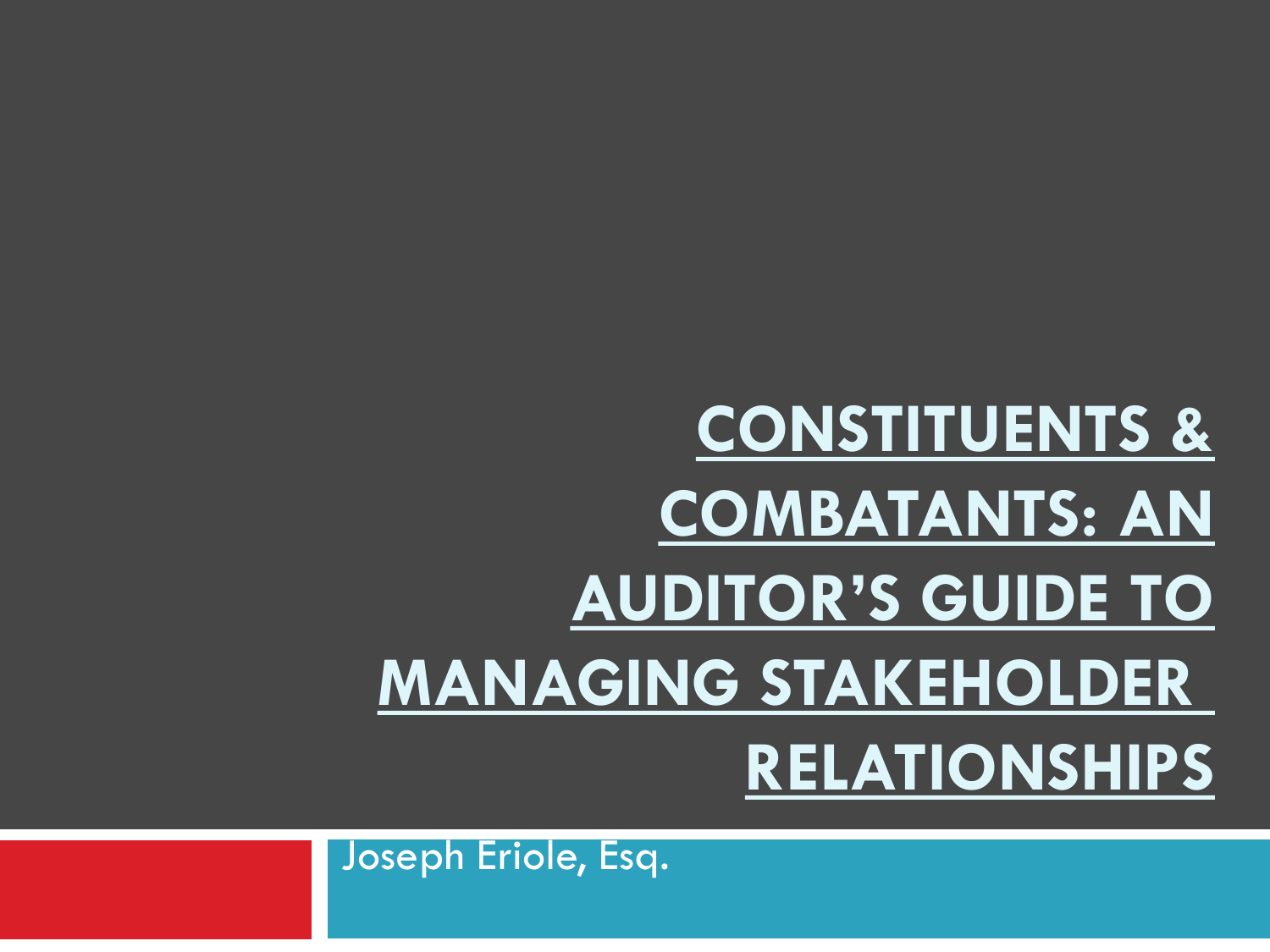# CONSTITUENTS & COMBATANTS: AN AUDITOR'S GUIDE TO MANAGING STAKEHOLDER RELATIONSHIPS

Joseph Eriole, Esq.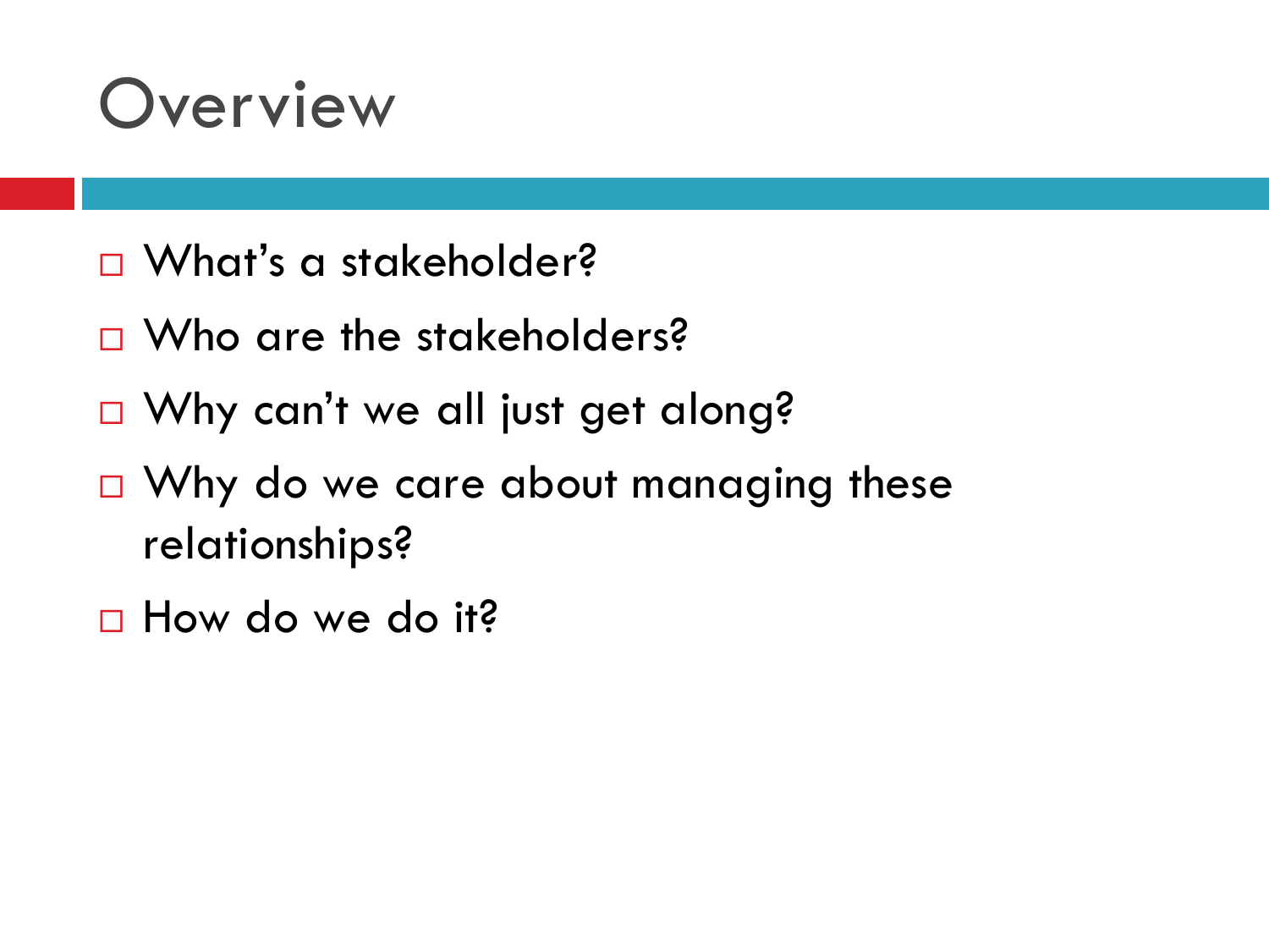# Overview

- What's a stakeholder?
- Who are the stakeholders?
- Why can't we all just get along?
- Why do we care about managing these relationships?
- How do we do it?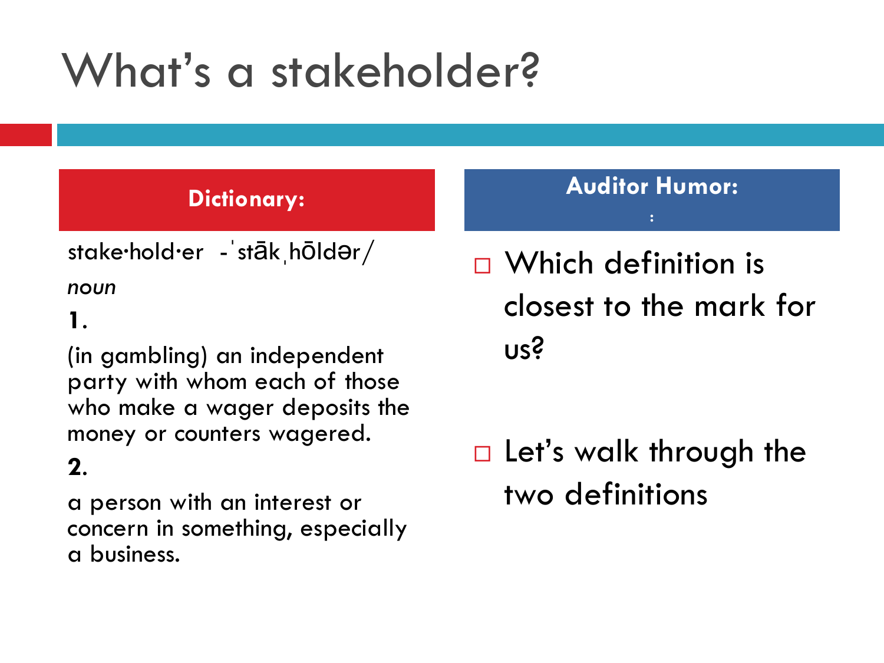# What's a stakeholder?

**Dictionary:**

stake·hold·er -ˈstākˌhōldər/

*noun*

**1.**

(in gambling) an independent party with whom each of those who make a wager deposits the money or counters wagered.

**2.**

a person with an interest or concern in something, especially a business.

**Auditor Humor:**

:

- Which definition is closest to the mark for us?
- Let's walk through the two definitions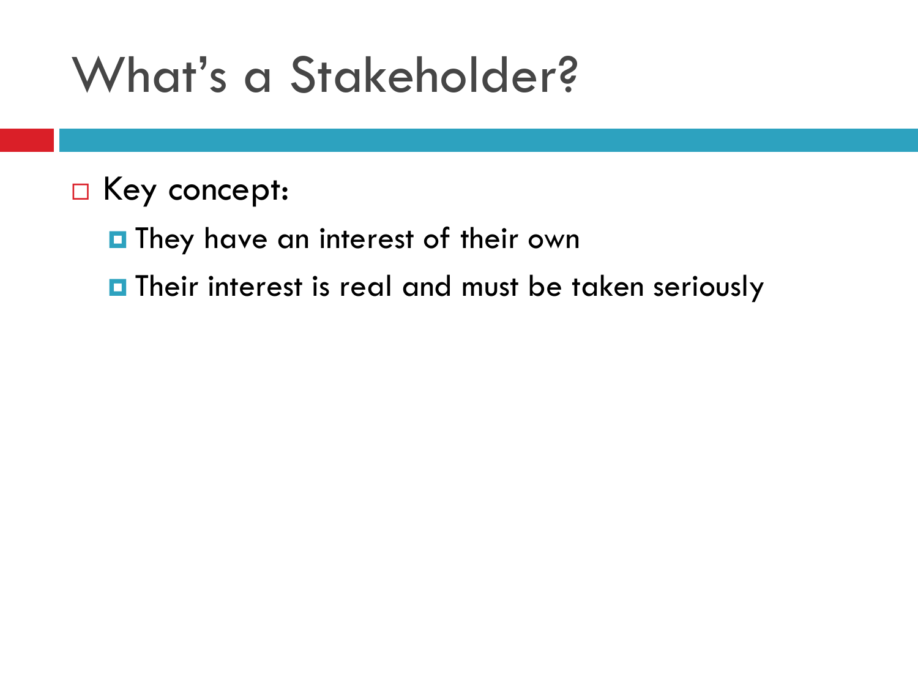# What's a Stakeholder?

- Key concept:
  - They have an interest of their own
  - Their interest is real and must be taken seriously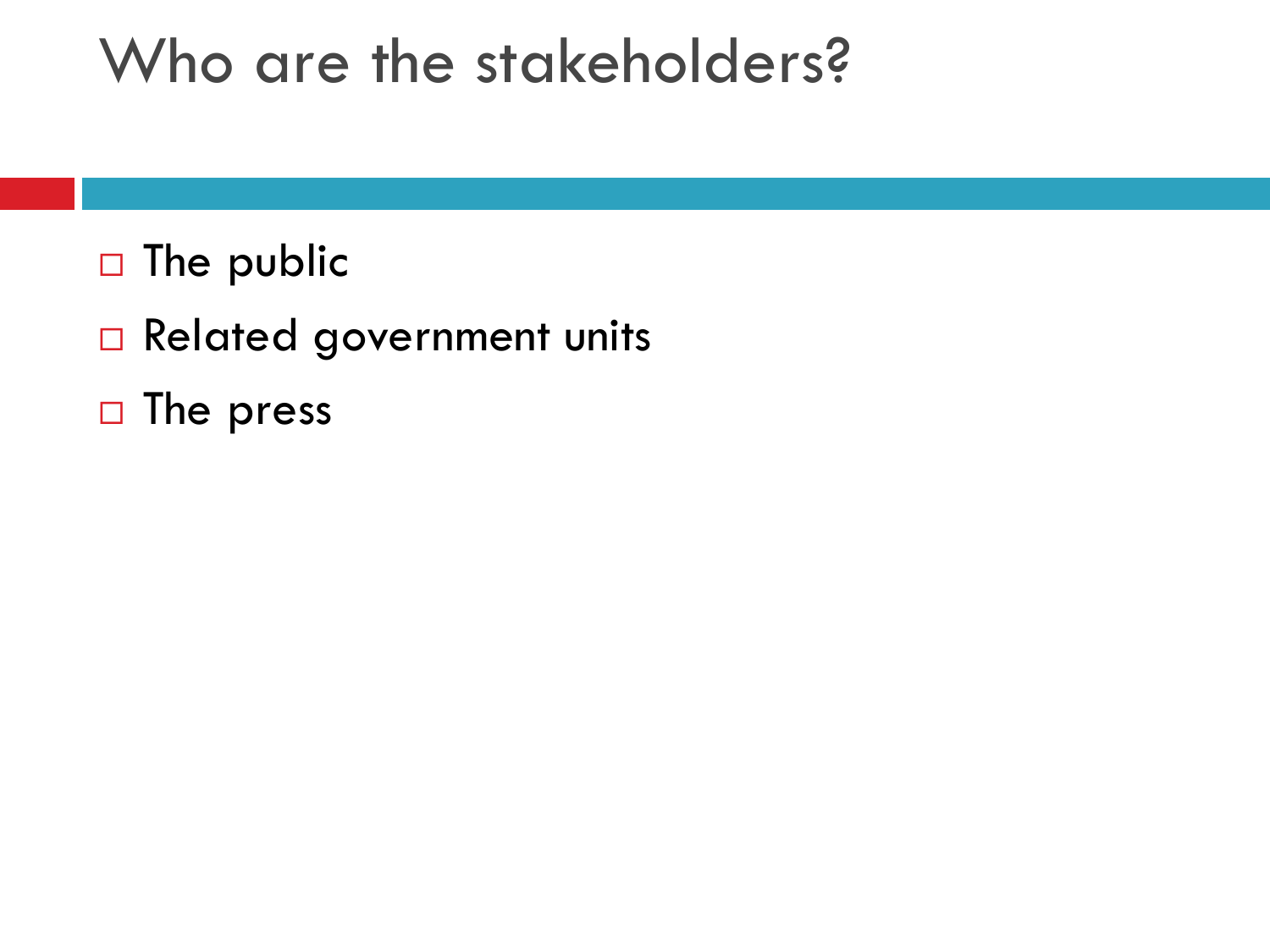# Who are the stakeholders?

- The public
- Related government units
- The press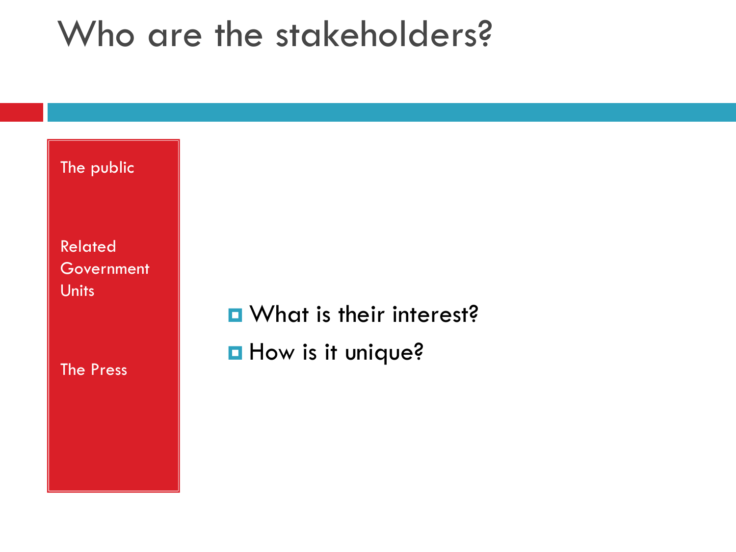# Who are the stakeholders?

The public

Related Government Units

The Press

- What is their interest?
- How is it unique?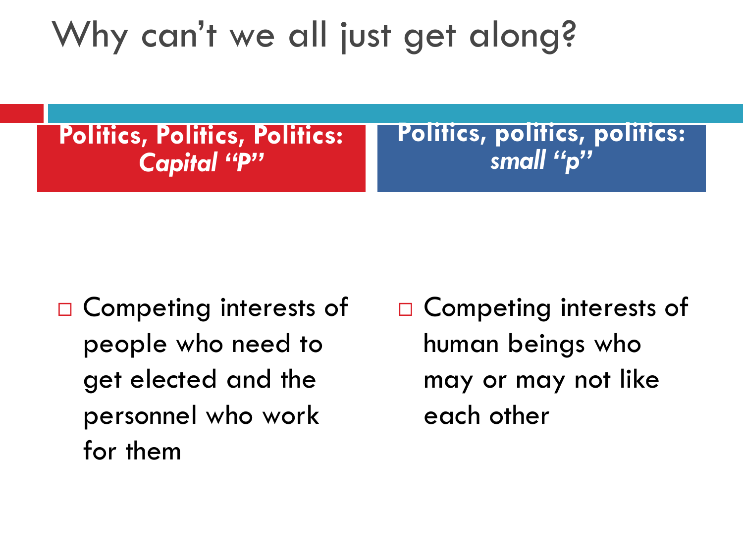# Why can't we all just get along?

**Politics, Politics, Politics: *Capital "P"***

- Competing interests of people who need to get elected and the personnel who work for them

**Politics, politics, politics: *small "p"***

- Competing interests of human beings who may or may not like each other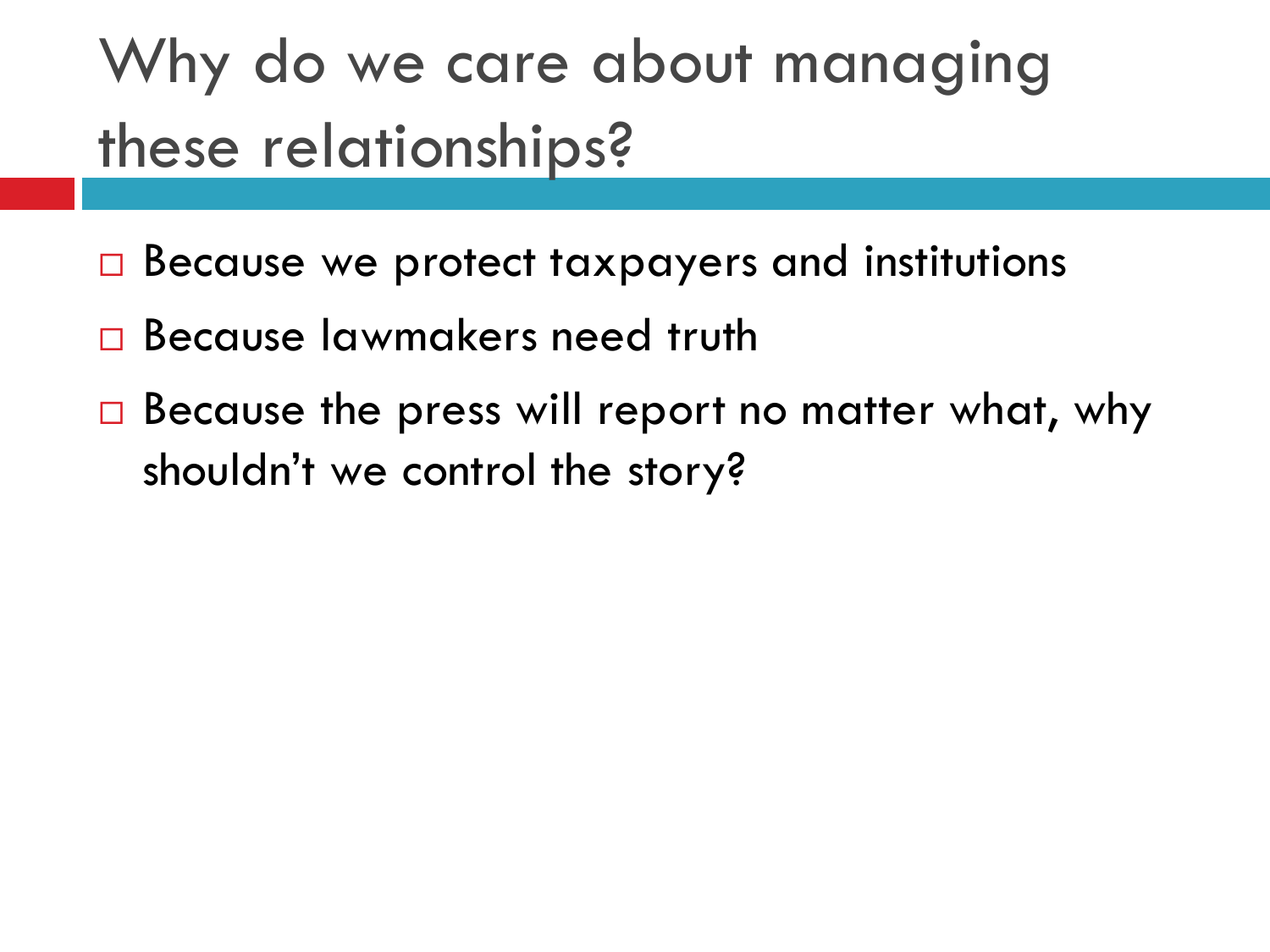# Why do we care about managing these relationships?

- Because we protect taxpayers and institutions
- Because lawmakers need truth
- Because the press will report no matter what, why shouldn't we control the story?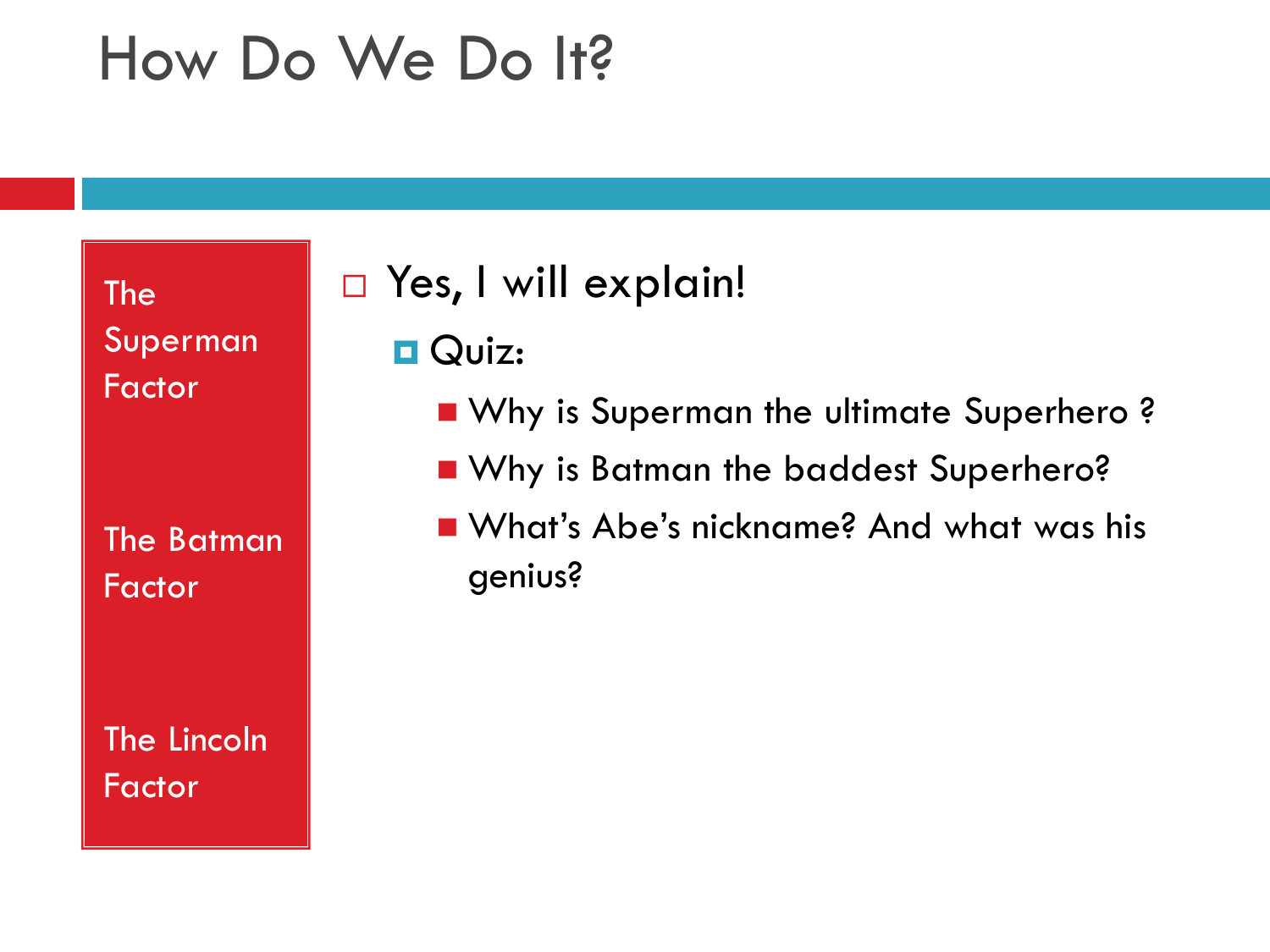# How Do We Do It?

The Superman Factor

The Batman Factor

The Lincoln Factor

- Yes, I will explain!
  - Quiz:
    - Why is Superman the ultimate Superhero ?
    - Why is Batman the baddest Superhero?
    - What's Abe's nickname? And what was his genius?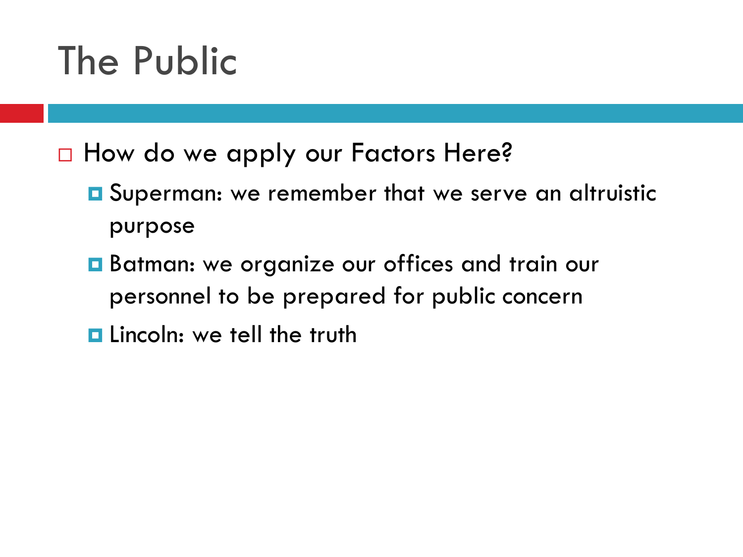# The Public

- How do we apply our Factors Here?
  - Superman: we remember that we serve an altruistic purpose
  - Batman: we organize our offices and train our personnel to be prepared for public concern
  - Lincoln: we tell the truth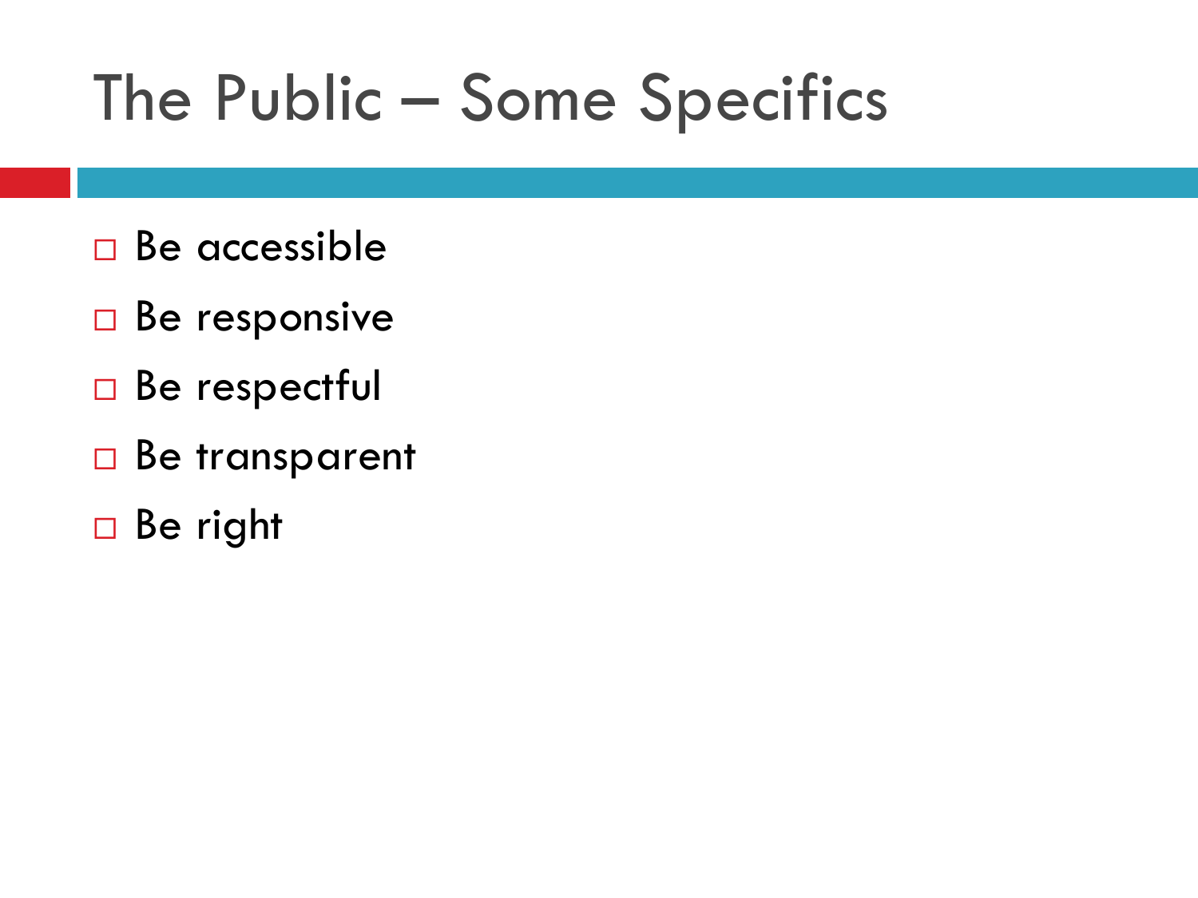# The Public – Some Specifics

- Be accessible
- Be responsive
- Be respectful
- Be transparent
- Be right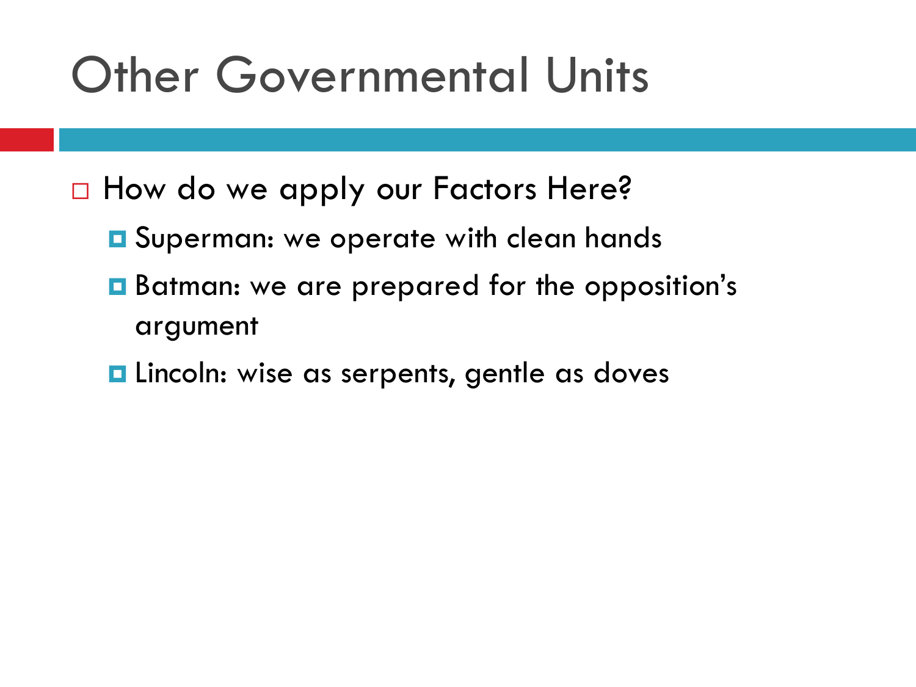# Other Governmental Units

- How do we apply our Factors Here?
  - Superman: we operate with clean hands
  - Batman: we are prepared for the opposition's argument
  - Lincoln: wise as serpents, gentle as doves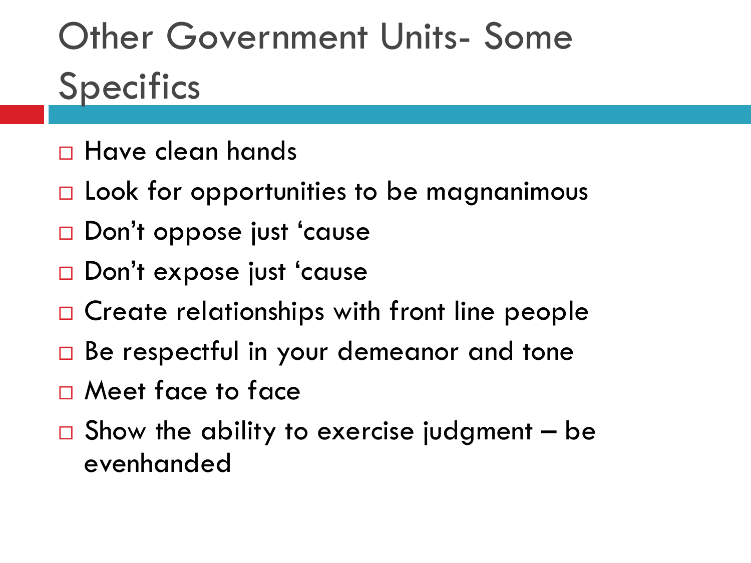# Other Government Units- Some Specifics

- Have clean hands
- Look for opportunities to be magnanimous
- Don't oppose just 'cause
- Don't expose just 'cause
- Create relationships with front line people
- Be respectful in your demeanor and tone
- Meet face to face
- Show the ability to exercise judgment – be evenhanded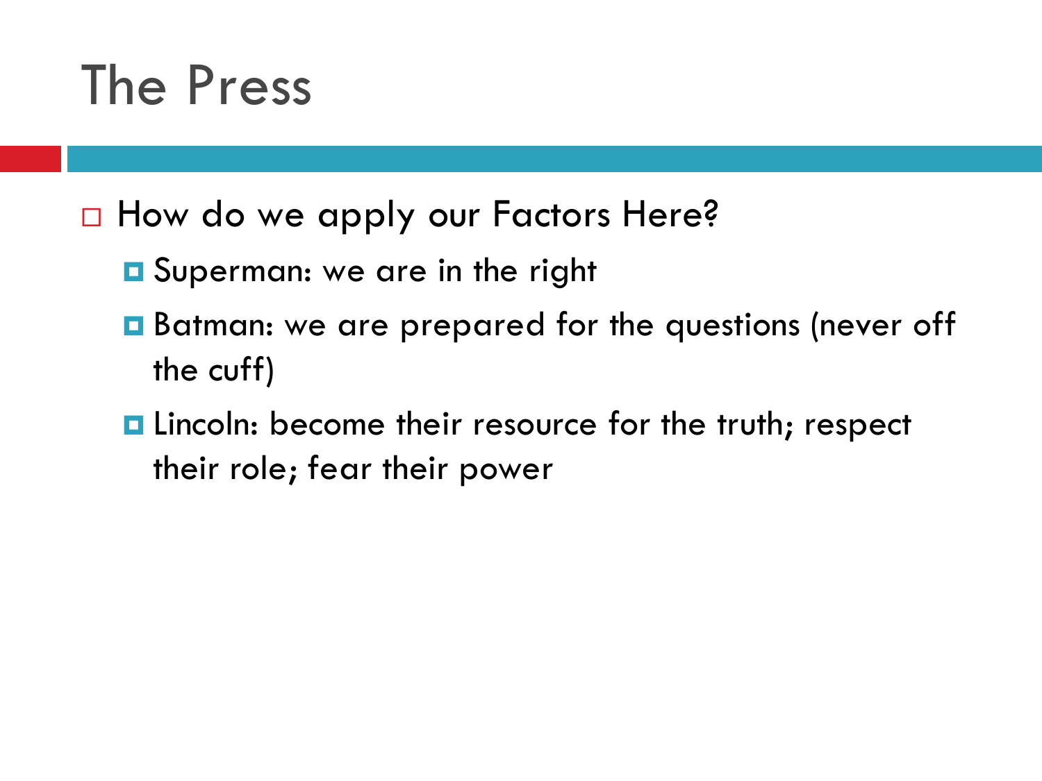# The Press

- How do we apply our Factors Here?
  - Superman: we are in the right
  - Batman: we are prepared for the questions (never off the cuff)
  - Lincoln: become their resource for the truth; respect their role; fear their power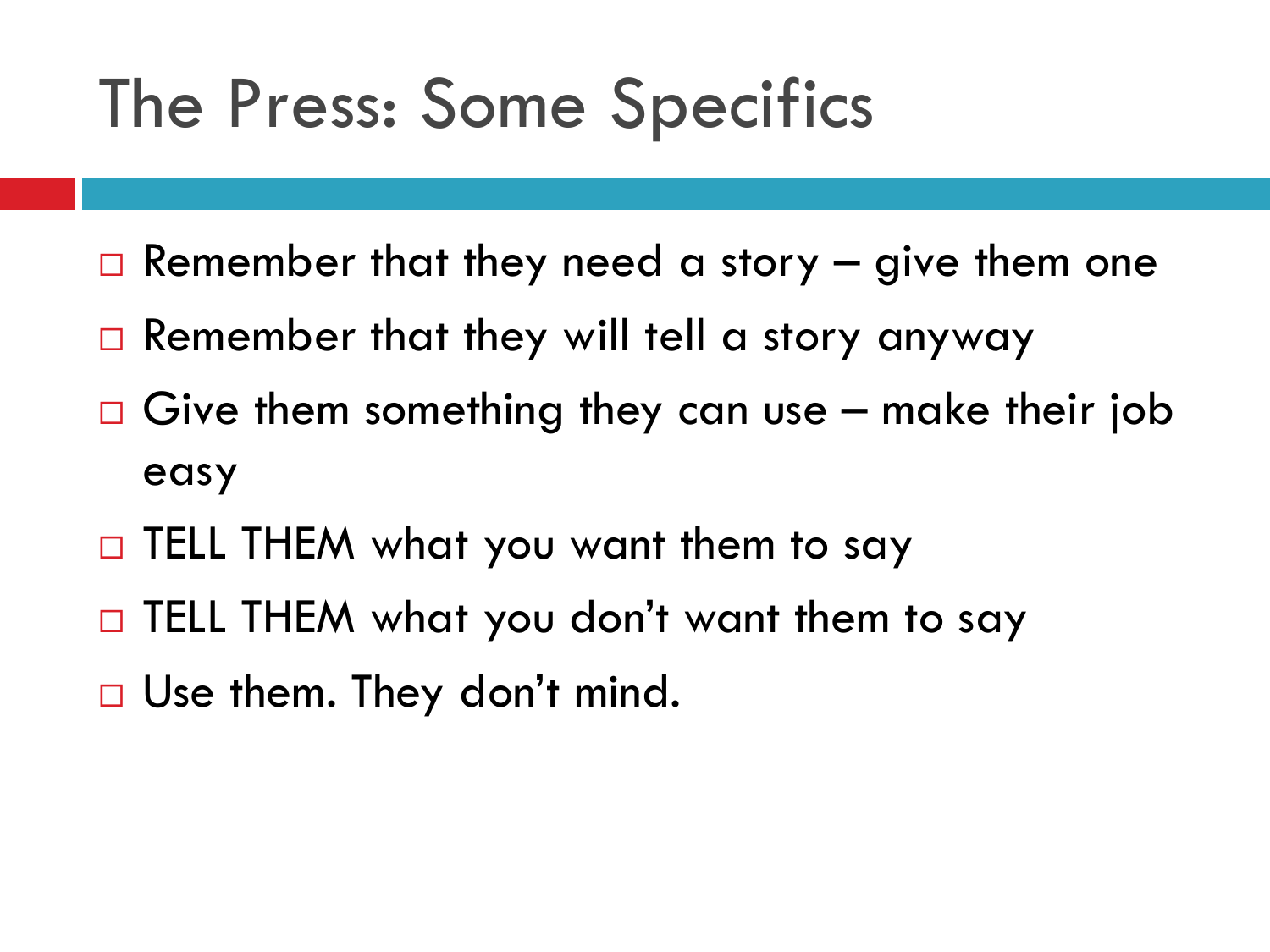# The Press: Some Specifics

- Remember that they need a story – give them one
- Remember that they will tell a story anyway
- Give them something they can use – make their job easy
- TELL THEM what you want them to say
- TELL THEM what you don't want them to say
- Use them. They don't mind.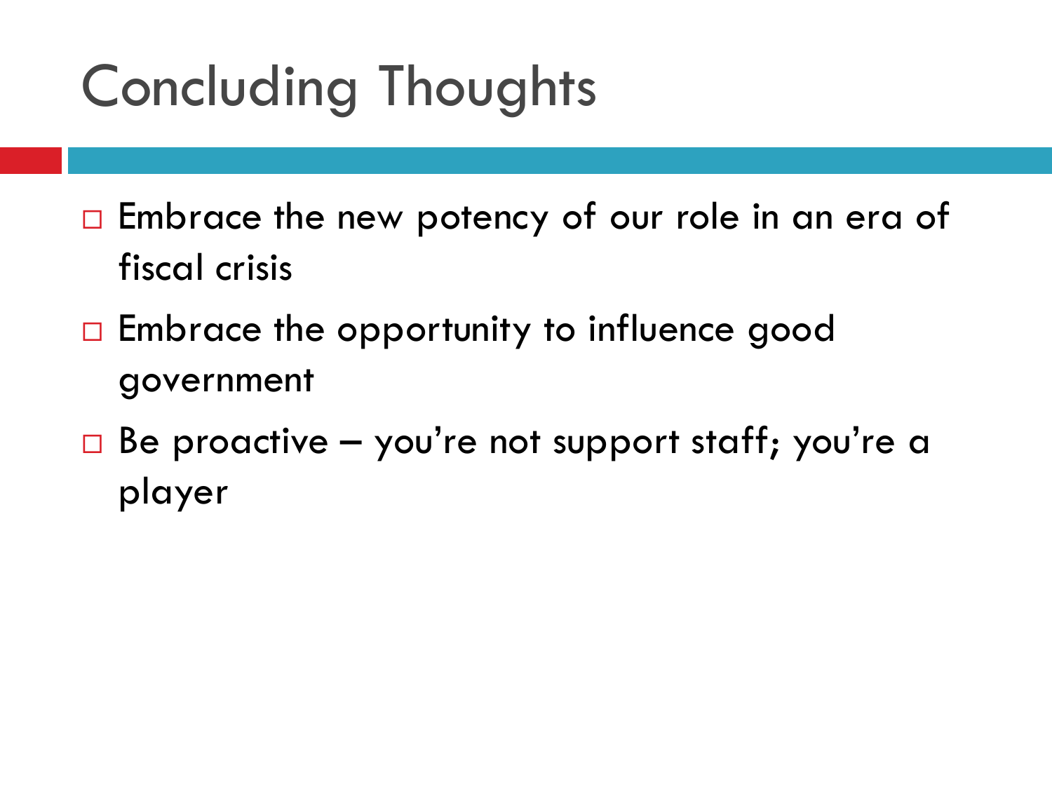# Concluding Thoughts

- Embrace the new potency of our role in an era of fiscal crisis
- Embrace the opportunity to influence good government
- Be proactive – you're not support staff; you're a player